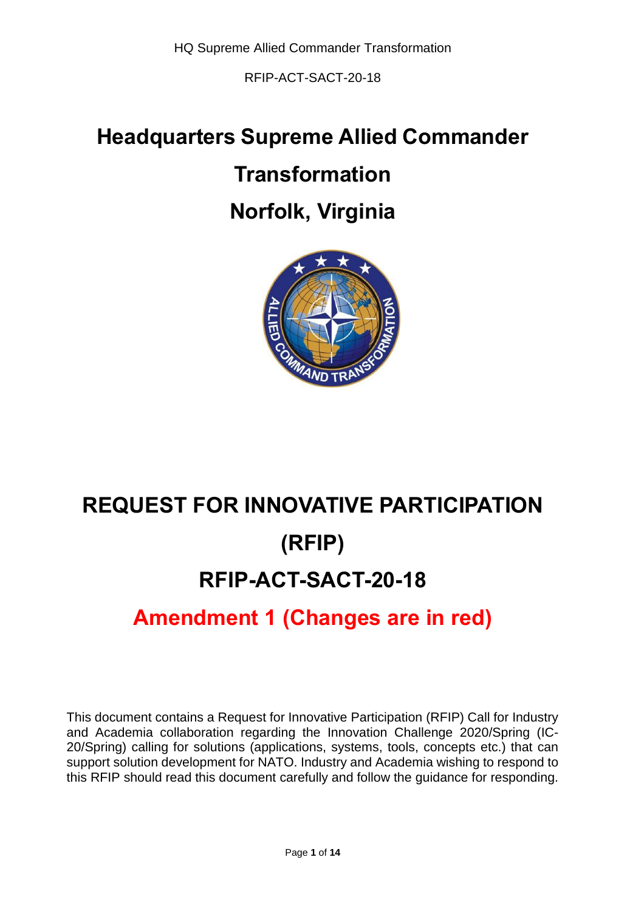# Headquarters Supreme Allied Commander Transformation

# Norfolk, Virginia

# REQUEST FOR INNOVATIVE PARTICIPATION (RFIP)

# RFIP-ACT-SACT-20-18

## Amendment 1 (Changes are in red)

This document contains a Request for Innovative Participation (RFIP) Call for Industry and Academia collaboration regarding the Innovation Challenge 2020/Spring (IC-20/Spring) calling for solutions (applications, systems, tools, concepts etc.) that can support solution development for NATO. Industry and Academia wishing to respond to this RFIP should read this document carefully and follow the guidance for responding.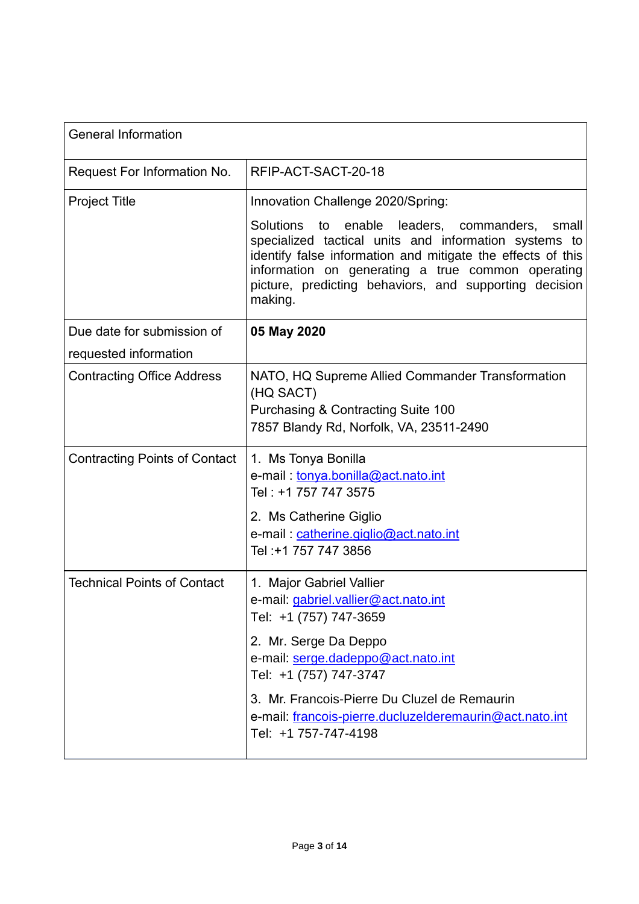| General Information | |
|---|---|
| Request For Information No. | RFIP-ACT-SACT-20-18 |
| Project Title | Innovation Challenge 2020/Spring:<br><br>Solutions to enable leaders, commanders, small specialized tactical units and information systems to identify false information and mitigate the effects of this information on generating a true common operating picture, predicting behaviors, and supporting decision making. |
| Due date for submission of requested information | **05 May 2020** |
| Contracting Office Address | NATO, HQ Supreme Allied Commander Transformation (HQ SACT)<br>Purchasing & Contracting Suite 100<br>7857 Blandy Rd, Norfolk, VA, 23511-2490 |
| Contracting Points of Contact | 1. Ms Tonya Bonilla<br>e-mail : tonya.bonilla@act.nato.int<br>Tel : +1 757 747 3575<br><br>2. Ms Catherine Giglio<br>e-mail : catherine.giglio@act.nato.int<br>Tel :+1 757 747 3856 |
| Technical Points of Contact | 1. Major Gabriel Vallier<br>e-mail: gabriel.vallier@act.nato.int<br>Tel: +1 (757) 747-3659<br><br>2. Mr. Serge Da Deppo<br>e-mail: serge.dadeppo@act.nato.int<br>Tel: +1 (757) 747-3747<br><br>3. Mr. Francois-Pierre Du Cluzel de Remaurin<br>e-mail: francois-pierre.ducluzelderemaurin@act.nato.int<br>Tel: +1 757-747-4198 |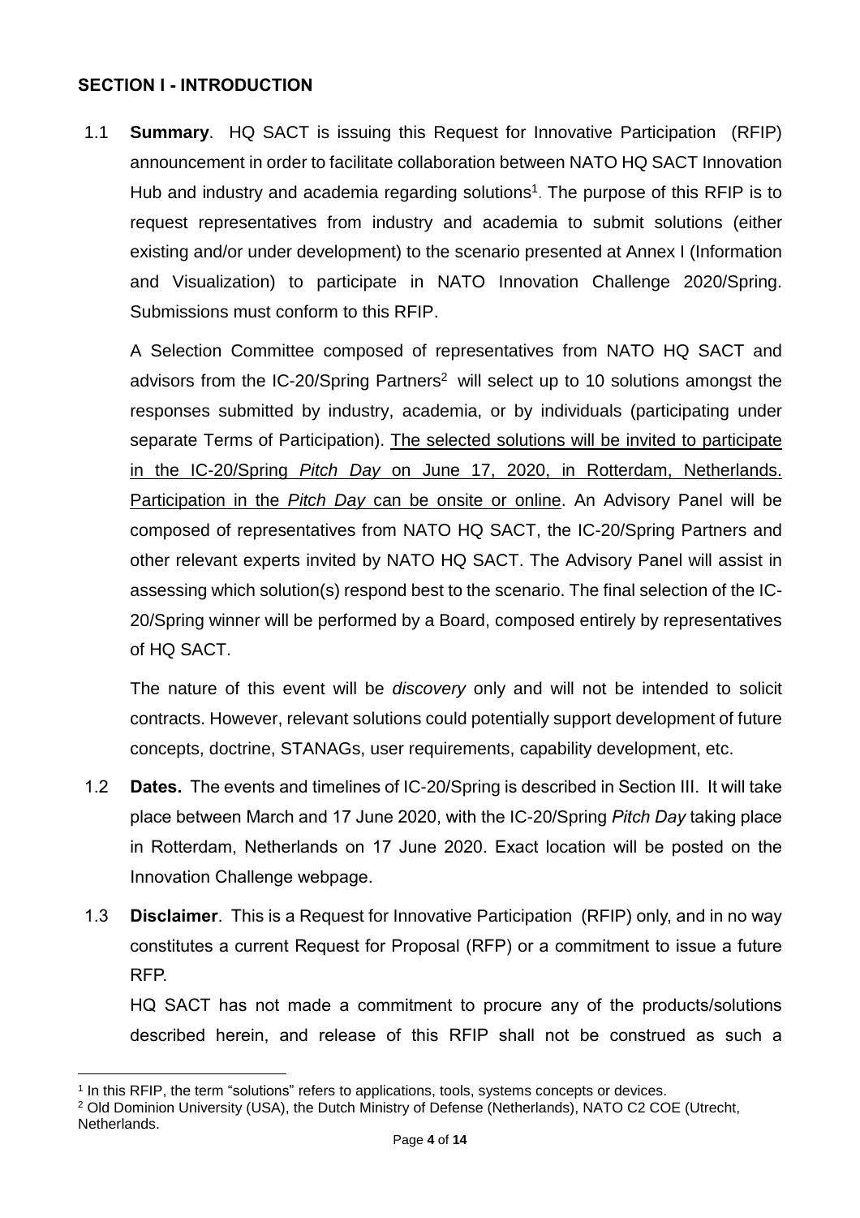## SECTION I - INTRODUCTION

1.1 **Summary**. HQ SACT is issuing this Request for Innovative Participation (RFIP) announcement in order to facilitate collaboration between NATO HQ SACT Innovation Hub and industry and academia regarding solutions[1]. The purpose of this RFIP is to request representatives from industry and academia to submit solutions (either existing and/or under development) to the scenario presented at Annex I (Information and Visualization) to participate in NATO Innovation Challenge 2020/Spring. Submissions must conform to this RFIP.

A Selection Committee composed of representatives from NATO HQ SACT and advisors from the IC-20/Spring Partners[2] will select up to 10 solutions amongst the responses submitted by industry, academia, or by individuals (participating under separate Terms of Participation). <u>The selected solutions will be invited to participate in the IC-20/Spring *Pitch Day* on June 17, 2020, in Rotterdam, Netherlands. Participation in the *Pitch Day* can be onsite or online</u>. An Advisory Panel will be composed of representatives from NATO HQ SACT, the IC-20/Spring Partners and other relevant experts invited by NATO HQ SACT. The Advisory Panel will assist in assessing which solution(s) respond best to the scenario. The final selection of the IC-20/Spring winner will be performed by a Board, composed entirely by representatives of HQ SACT.

The nature of this event will be *discovery* only and will not be intended to solicit contracts. However, relevant solutions could potentially support development of future concepts, doctrine, STANAGs, user requirements, capability development, etc.

1.2 **Dates.** The events and timelines of IC-20/Spring is described in Section III. It will take place between March and 17 June 2020, with the IC-20/Spring *Pitch Day* taking place in Rotterdam, Netherlands on 17 June 2020. Exact location will be posted on the Innovation Challenge webpage.

1.3 **Disclaimer**. This is a Request for Innovative Participation (RFIP) only, and in no way constitutes a current Request for Proposal (RFP) or a commitment to issue a future RFP.

HQ SACT has not made a commitment to procure any of the products/solutions described herein, and release of this RFIP shall not be construed as such a

---

[1] In this RFIP, the term "solutions" refers to applications, tools, systems concepts or devices.

[2] Old Dominion University (USA), the Dutch Ministry of Defense (Netherlands), NATO C2 COE (Utrecht, Netherlands.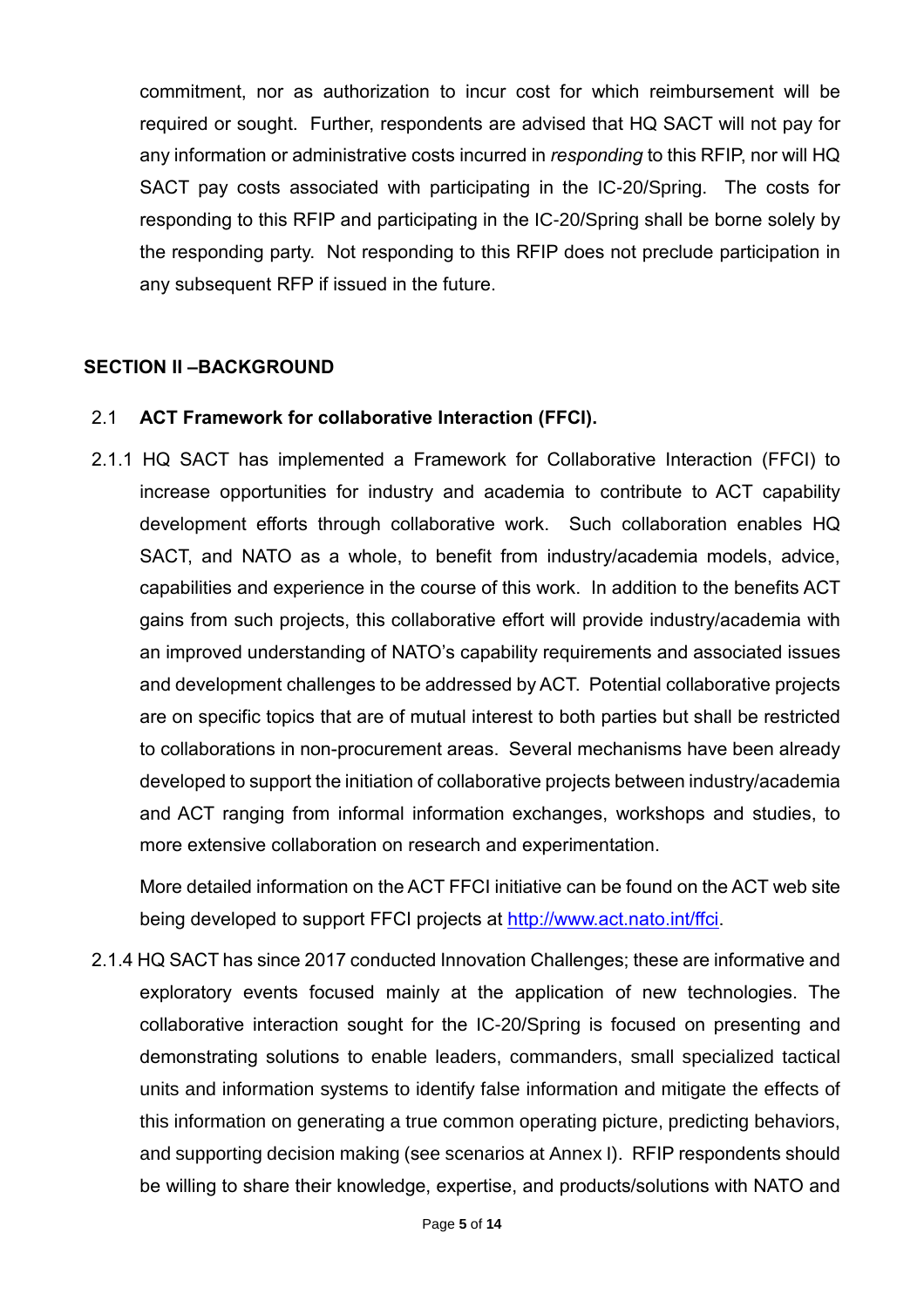commitment, nor as authorization to incur cost for which reimbursement will be required or sought. Further, respondents are advised that HQ SACT will not pay for any information or administrative costs incurred in *responding* to this RFIP, nor will HQ SACT pay costs associated with participating in the IC-20/Spring. The costs for responding to this RFIP and participating in the IC-20/Spring shall be borne solely by the responding party. Not responding to this RFIP does not preclude participation in any subsequent RFP if issued in the future.

## SECTION II –BACKGROUND

### 2.1 ACT Framework for collaborative Interaction (FFCI).

2.1.1 HQ SACT has implemented a Framework for Collaborative Interaction (FFCI) to increase opportunities for industry and academia to contribute to ACT capability development efforts through collaborative work. Such collaboration enables HQ SACT, and NATO as a whole, to benefit from industry/academia models, advice, capabilities and experience in the course of this work. In addition to the benefits ACT gains from such projects, this collaborative effort will provide industry/academia with an improved understanding of NATO's capability requirements and associated issues and development challenges to be addressed by ACT. Potential collaborative projects are on specific topics that are of mutual interest to both parties but shall be restricted to collaborations in non-procurement areas. Several mechanisms have been already developed to support the initiation of collaborative projects between industry/academia and ACT ranging from informal information exchanges, workshops and studies, to more extensive collaboration on research and experimentation.

More detailed information on the ACT FFCI initiative can be found on the ACT web site being developed to support FFCI projects at [http://www.act.nato.int/ffci](http://www.act.nato.int/ffci).

2.1.4 HQ SACT has since 2017 conducted Innovation Challenges; these are informative and exploratory events focused mainly at the application of new technologies. The collaborative interaction sought for the IC-20/Spring is focused on presenting and demonstrating solutions to enable leaders, commanders, small specialized tactical units and information systems to identify false information and mitigate the effects of this information on generating a true common operating picture, predicting behaviors, and supporting decision making (see scenarios at Annex I). RFIP respondents should be willing to share their knowledge, expertise, and products/solutions with NATO and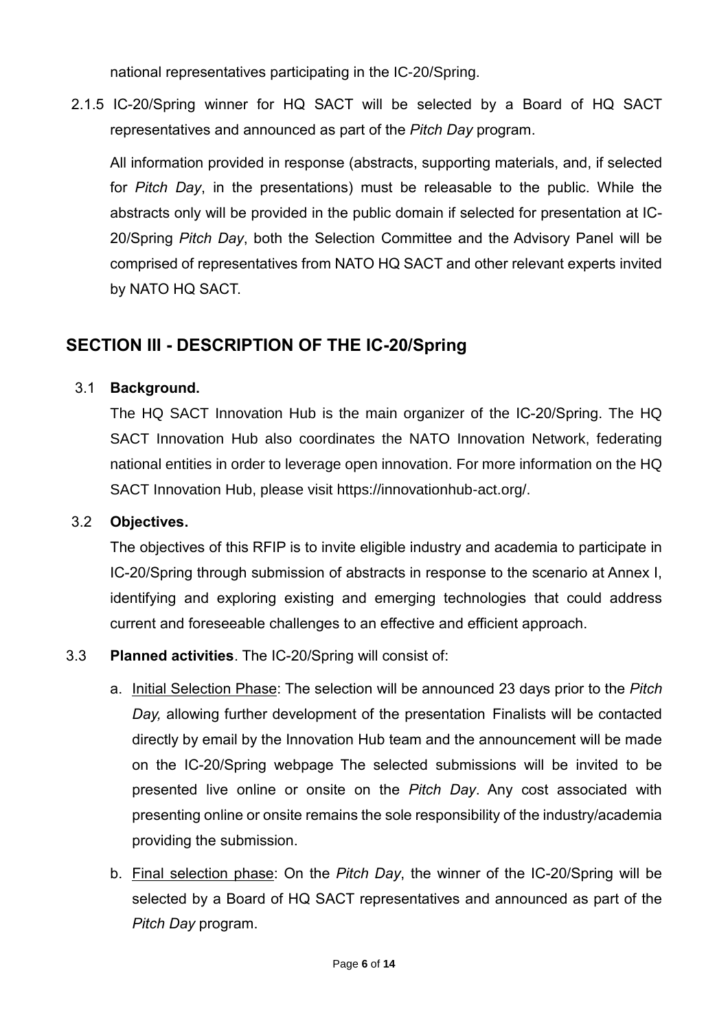national representatives participating in the IC-20/Spring.

2.1.5 IC-20/Spring winner for HQ SACT will be selected by a Board of HQ SACT representatives and announced as part of the *Pitch Day* program.

All information provided in response (abstracts, supporting materials, and, if selected for *Pitch Day*, in the presentations) must be releasable to the public. While the abstracts only will be provided in the public domain if selected for presentation at IC-20/Spring *Pitch Day*, both the Selection Committee and the Advisory Panel will be comprised of representatives from NATO HQ SACT and other relevant experts invited by NATO HQ SACT.

## SECTION III - DESCRIPTION OF THE IC-20/Spring

3.1 **Background.**

The HQ SACT Innovation Hub is the main organizer of the IC-20/Spring. The HQ SACT Innovation Hub also coordinates the NATO Innovation Network, federating national entities in order to leverage open innovation. For more information on the HQ SACT Innovation Hub, please visit https://innovationhub-act.org/.

3.2 **Objectives.**

The objectives of this RFIP is to invite eligible industry and academia to participate in IC-20/Spring through submission of abstracts in response to the scenario at Annex I, identifying and exploring existing and emerging technologies that could address current and foreseeable challenges to an effective and efficient approach.

3.3 **Planned activities**. The IC-20/Spring will consist of:

a. Initial Selection Phase: The selection will be announced 23 days prior to the *Pitch Day,* allowing further development of the presentation Finalists will be contacted directly by email by the Innovation Hub team and the announcement will be made on the IC-20/Spring webpage The selected submissions will be invited to be presented live online or onsite on the *Pitch Day*. Any cost associated with presenting online or onsite remains the sole responsibility of the industry/academia providing the submission.

b. Final selection phase: On the *Pitch Day*, the winner of the IC-20/Spring will be selected by a Board of HQ SACT representatives and announced as part of the *Pitch Day* program.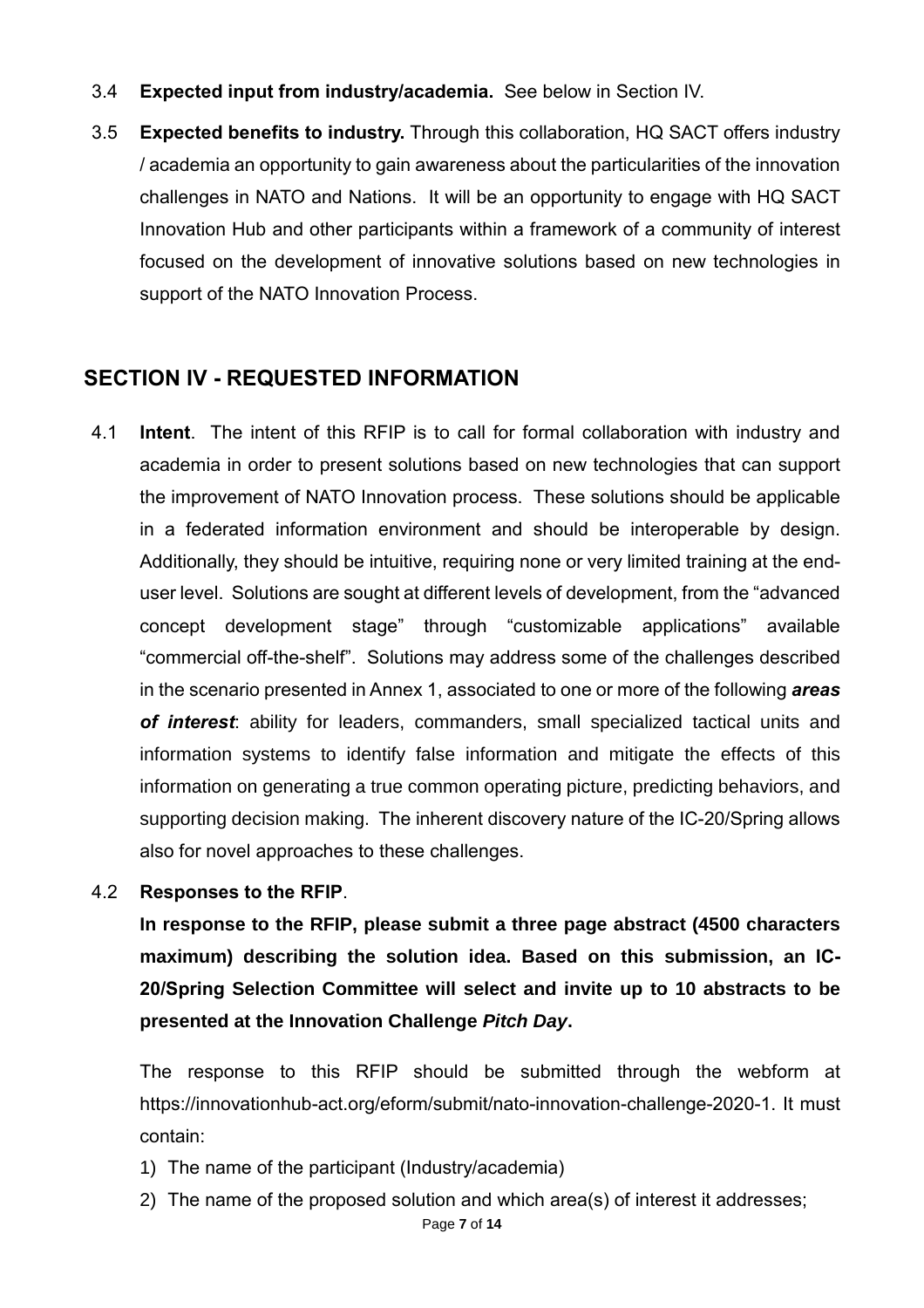3.4 **Expected input from industry/academia.** See below in Section IV.

3.5 **Expected benefits to industry.** Through this collaboration, HQ SACT offers industry / academia an opportunity to gain awareness about the particularities of the innovation challenges in NATO and Nations. It will be an opportunity to engage with HQ SACT Innovation Hub and other participants within a framework of a community of interest focused on the development of innovative solutions based on new technologies in support of the NATO Innovation Process.

## SECTION IV - REQUESTED INFORMATION

4.1 **Intent**. The intent of this RFIP is to call for formal collaboration with industry and academia in order to present solutions based on new technologies that can support the improvement of NATO Innovation process. These solutions should be applicable in a federated information environment and should be interoperable by design. Additionally, they should be intuitive, requiring none or very limited training at the end-user level. Solutions are sought at different levels of development, from the "advanced concept development stage" through "customizable applications" available "commercial off-the-shelf". Solutions may address some of the challenges described in the scenario presented in Annex 1, associated to one or more of the following ***areas of interest***: ability for leaders, commanders, small specialized tactical units and information systems to identify false information and mitigate the effects of this information on generating a true common operating picture, predicting behaviors, and supporting decision making. The inherent discovery nature of the IC-20/Spring allows also for novel approaches to these challenges.

4.2 **Responses to the RFIP**.

**In response to the RFIP, please submit a three page abstract (4500 characters maximum) describing the solution idea. Based on this submission, an IC-20/Spring Selection Committee will select and invite up to 10 abstracts to be presented at the Innovation Challenge *Pitch Day*.**

The response to this RFIP should be submitted through the webform at https://innovationhub-act.org/eform/submit/nato-innovation-challenge-2020-1. It must contain:

1) The name of the participant (Industry/academia)
2) The name of the proposed solution and which area(s) of interest it addresses;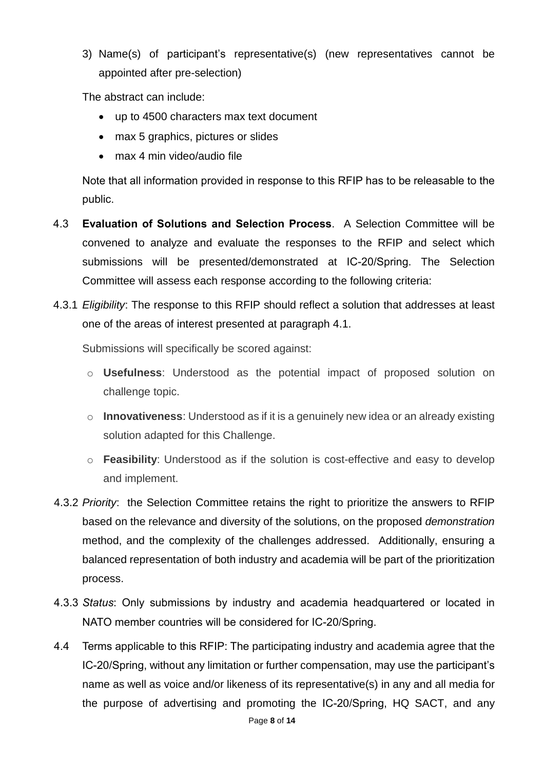3) Name(s) of participant's representative(s) (new representatives cannot be appointed after pre-selection)

The abstract can include:

- up to 4500 characters max text document
- max 5 graphics, pictures or slides
- max 4 min video/audio file

Note that all information provided in response to this RFIP has to be releasable to the public.

4.3 **Evaluation of Solutions and Selection Process**. A Selection Committee will be convened to analyze and evaluate the responses to the RFIP and select which submissions will be presented/demonstrated at IC-20/Spring. The Selection Committee will assess each response according to the following criteria:

4.3.1 *Eligibility*: The response to this RFIP should reflect a solution that addresses at least one of the areas of interest presented at paragraph 4.1.

Submissions will specifically be scored against:

- **Usefulness**: Understood as the potential impact of proposed solution on challenge topic.
- **Innovativeness**: Understood as if it is a genuinely new idea or an already existing solution adapted for this Challenge.
- **Feasibility**: Understood as if the solution is cost-effective and easy to develop and implement.

4.3.2 *Priority*: the Selection Committee retains the right to prioritize the answers to RFIP based on the relevance and diversity of the solutions, on the proposed *demonstration* method, and the complexity of the challenges addressed. Additionally, ensuring a balanced representation of both industry and academia will be part of the prioritization process.

4.3.3 *Status*: Only submissions by industry and academia headquartered or located in NATO member countries will be considered for IC-20/Spring.

4.4 Terms applicable to this RFIP: The participating industry and academia agree that the IC-20/Spring, without any limitation or further compensation, may use the participant's name as well as voice and/or likeness of its representative(s) in any and all media for the purpose of advertising and promoting the IC-20/Spring, HQ SACT, and any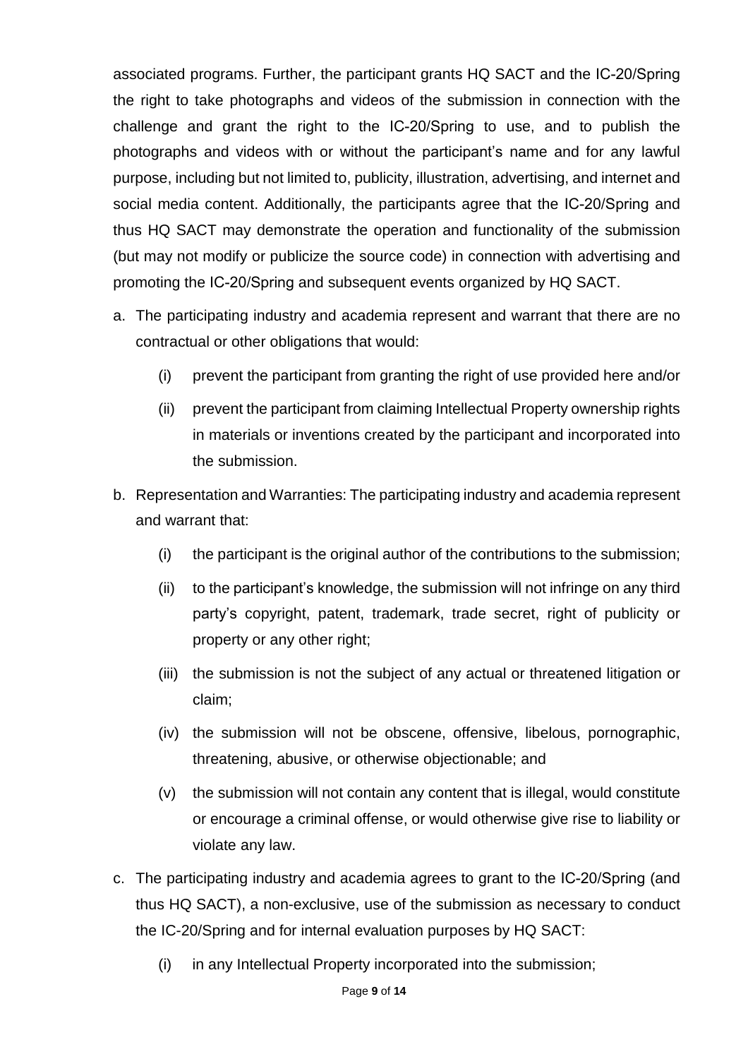associated programs. Further, the participant grants HQ SACT and the IC-20/Spring the right to take photographs and videos of the submission in connection with the challenge and grant the right to the IC-20/Spring to use, and to publish the photographs and videos with or without the participant's name and for any lawful purpose, including but not limited to, publicity, illustration, advertising, and internet and social media content. Additionally, the participants agree that the IC-20/Spring and thus HQ SACT may demonstrate the operation and functionality of the submission (but may not modify or publicize the source code) in connection with advertising and promoting the IC-20/Spring and subsequent events organized by HQ SACT.

a. The participating industry and academia represent and warrant that there are no contractual or other obligations that would:

   (i) prevent the participant from granting the right of use provided here and/or

   (ii) prevent the participant from claiming Intellectual Property ownership rights in materials or inventions created by the participant and incorporated into the submission.

b. Representation and Warranties: The participating industry and academia represent and warrant that:

   (i) the participant is the original author of the contributions to the submission;

   (ii) to the participant's knowledge, the submission will not infringe on any third party's copyright, patent, trademark, trade secret, right of publicity or property or any other right;

   (iii) the submission is not the subject of any actual or threatened litigation or claim;

   (iv) the submission will not be obscene, offensive, libelous, pornographic, threatening, abusive, or otherwise objectionable; and

   (v) the submission will not contain any content that is illegal, would constitute or encourage a criminal offense, or would otherwise give rise to liability or violate any law.

c. The participating industry and academia agrees to grant to the IC-20/Spring (and thus HQ SACT), a non-exclusive, use of the submission as necessary to conduct the IC-20/Spring and for internal evaluation purposes by HQ SACT:

   (i) in any Intellectual Property incorporated into the submission;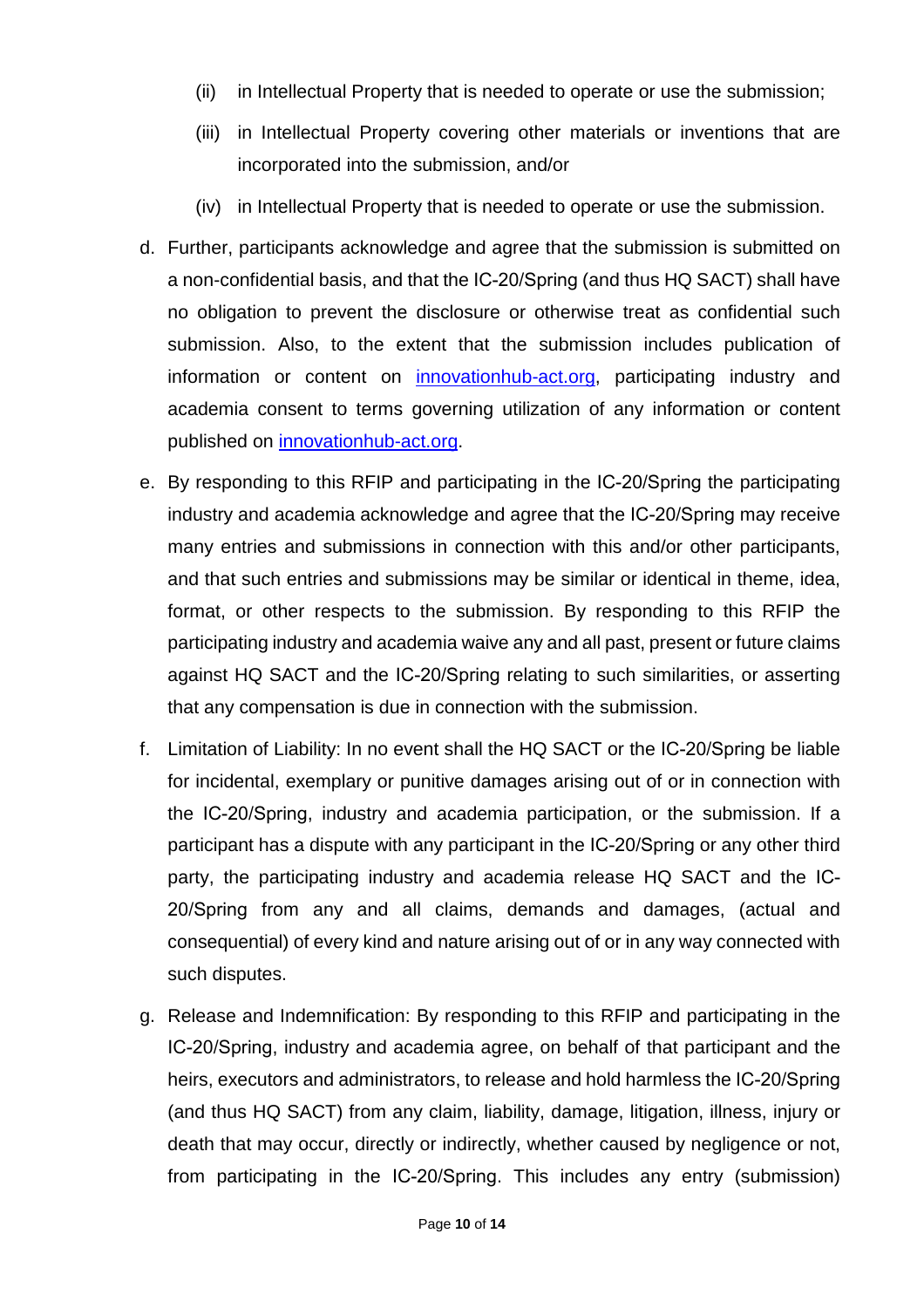(ii) in Intellectual Property that is needed to operate or use the submission;

   (iii) in Intellectual Property covering other materials or inventions that are incorporated into the submission, and/or

   (iv) in Intellectual Property that is needed to operate or use the submission.

d. Further, participants acknowledge and agree that the submission is submitted on a non-confidential basis, and that the IC-20/Spring (and thus HQ SACT) shall have no obligation to prevent the disclosure or otherwise treat as confidential such submission. Also, to the extent that the submission includes publication of information or content on [innovationhub-act.org](innovationhub-act.org), participating industry and academia consent to terms governing utilization of any information or content published on [innovationhub-act.org](innovationhub-act.org).

e. By responding to this RFIP and participating in the IC-20/Spring the participating industry and academia acknowledge and agree that the IC-20/Spring may receive many entries and submissions in connection with this and/or other participants, and that such entries and submissions may be similar or identical in theme, idea, format, or other respects to the submission. By responding to this RFIP the participating industry and academia waive any and all past, present or future claims against HQ SACT and the IC-20/Spring relating to such similarities, or asserting that any compensation is due in connection with the submission.

f. Limitation of Liability: In no event shall the HQ SACT or the IC-20/Spring be liable for incidental, exemplary or punitive damages arising out of or in connection with the IC-20/Spring, industry and academia participation, or the submission. If a participant has a dispute with any participant in the IC-20/Spring or any other third party, the participating industry and academia release HQ SACT and the IC-20/Spring from any and all claims, demands and damages, (actual and consequential) of every kind and nature arising out of or in any way connected with such disputes.

g. Release and Indemnification: By responding to this RFIP and participating in the IC-20/Spring, industry and academia agree, on behalf of that participant and the heirs, executors and administrators, to release and hold harmless the IC-20/Spring (and thus HQ SACT) from any claim, liability, damage, litigation, illness, injury or death that may occur, directly or indirectly, whether caused by negligence or not, from participating in the IC-20/Spring. This includes any entry (submission)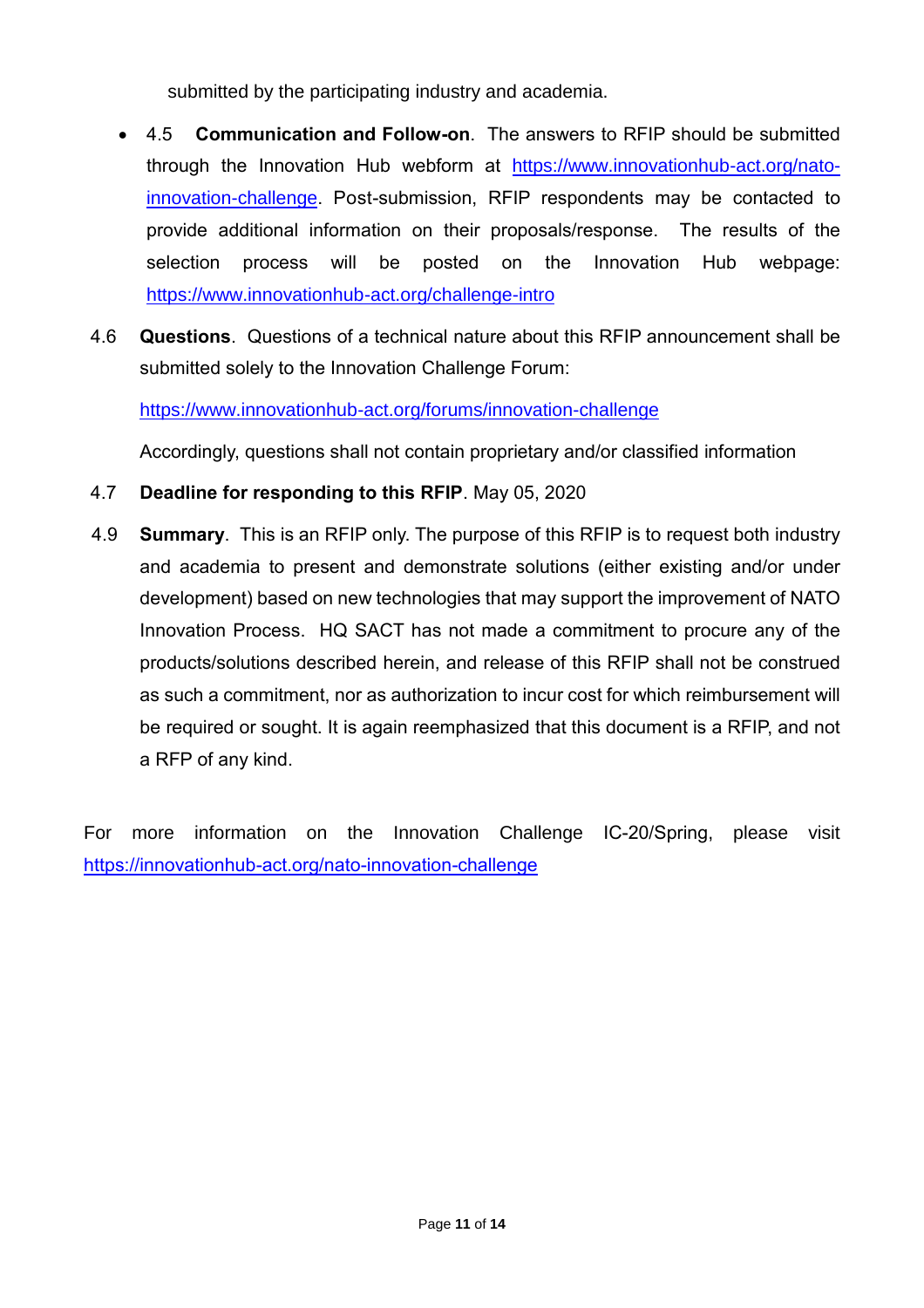submitted by the participating industry and academia.

- 4.5 **Communication and Follow-on**. The answers to RFIP should be submitted through the Innovation Hub webform at https://www.innovationhub-act.org/nato-innovation-challenge. Post-submission, RFIP respondents may be contacted to provide additional information on their proposals/response. The results of the selection process will be posted on the Innovation Hub webpage: https://www.innovationhub-act.org/challenge-intro

4.6 **Questions**. Questions of a technical nature about this RFIP announcement shall be submitted solely to the Innovation Challenge Forum:

https://www.innovationhub-act.org/forums/innovation-challenge

Accordingly, questions shall not contain proprietary and/or classified information

4.7 **Deadline for responding to this RFIP**. May 05, 2020

4.9 **Summary**. This is an RFIP only. The purpose of this RFIP is to request both industry and academia to present and demonstrate solutions (either existing and/or under development) based on new technologies that may support the improvement of NATO Innovation Process. HQ SACT has not made a commitment to procure any of the products/solutions described herein, and release of this RFIP shall not be construed as such a commitment, nor as authorization to incur cost for which reimbursement will be required or sought. It is again reemphasized that this document is a RFIP, and not a RFP of any kind.

For more information on the Innovation Challenge IC-20/Spring, please visit https://innovationhub-act.org/nato-innovation-challenge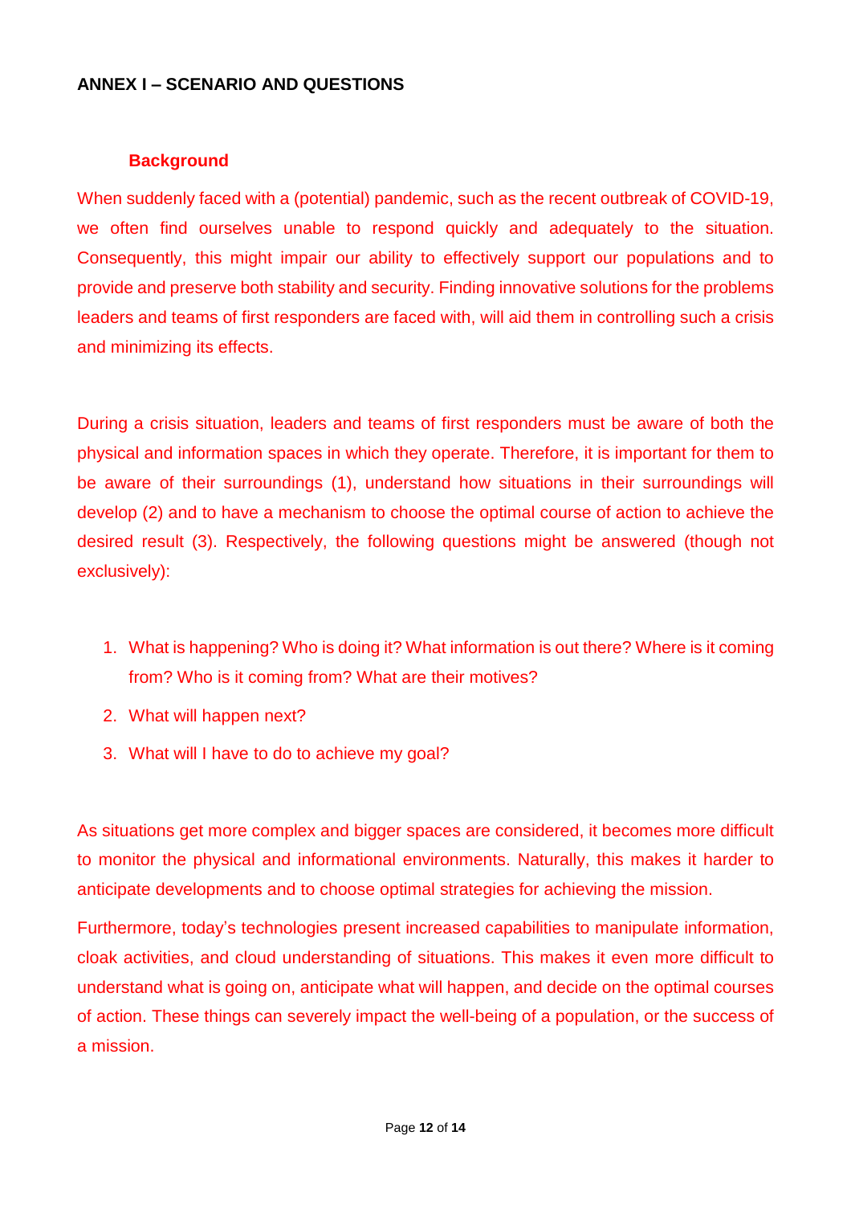## ANNEX I – SCENARIO AND QUESTIONS

### Background

When suddenly faced with a (potential) pandemic, such as the recent outbreak of COVID-19, we often find ourselves unable to respond quickly and adequately to the situation. Consequently, this might impair our ability to effectively support our populations and to provide and preserve both stability and security. Finding innovative solutions for the problems leaders and teams of first responders are faced with, will aid them in controlling such a crisis and minimizing its effects.

During a crisis situation, leaders and teams of first responders must be aware of both the physical and information spaces in which they operate. Therefore, it is important for them to be aware of their surroundings (1), understand how situations in their surroundings will develop (2) and to have a mechanism to choose the optimal course of action to achieve the desired result (3). Respectively, the following questions might be answered (though not exclusively):

1. What is happening? Who is doing it? What information is out there? Where is it coming from? Who is it coming from? What are their motives?
2. What will happen next?
3. What will I have to do to achieve my goal?

As situations get more complex and bigger spaces are considered, it becomes more difficult to monitor the physical and informational environments. Naturally, this makes it harder to anticipate developments and to choose optimal strategies for achieving the mission.

Furthermore, today's technologies present increased capabilities to manipulate information, cloak activities, and cloud understanding of situations. This makes it even more difficult to understand what is going on, anticipate what will happen, and decide on the optimal courses of action. These things can severely impact the well-being of a population, or the success of a mission.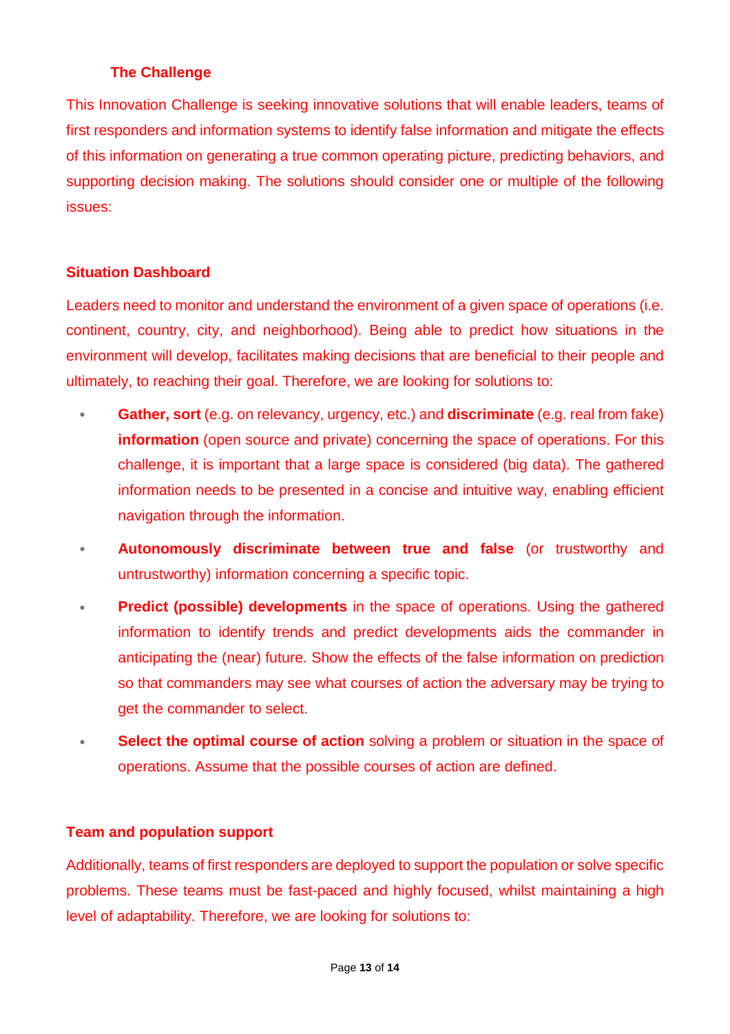### The Challenge

This Innovation Challenge is seeking innovative solutions that will enable leaders, teams of first responders and information systems to identify false information and mitigate the effects of this information on generating a true common operating picture, predicting behaviors, and supporting decision making. The solutions should consider one or multiple of the following issues:

#### Situation Dashboard

Leaders need to monitor and understand the environment of a given space of operations (i.e. continent, country, city, and neighborhood). Being able to predict how situations in the environment will develop, facilitates making decisions that are beneficial to their people and ultimately, to reaching their goal. Therefore, we are looking for solutions to:

- **Gather, sort** (e.g. on relevancy, urgency, etc.) and **discriminate** (e.g. real from fake) **information** (open source and private) concerning the space of operations. For this challenge, it is important that a large space is considered (big data). The gathered information needs to be presented in a concise and intuitive way, enabling efficient navigation through the information.
- **Autonomously discriminate between true and false** (or trustworthy and untrustworthy) information concerning a specific topic.
- **Predict (possible) developments** in the space of operations. Using the gathered information to identify trends and predict developments aids the commander in anticipating the (near) future. Show the effects of the false information on prediction so that commanders may see what courses of action the adversary may be trying to get the commander to select.
- **Select the optimal course of action** solving a problem or situation in the space of operations. Assume that the possible courses of action are defined.

#### Team and population support

Additionally, teams of first responders are deployed to support the population or solve specific problems. These teams must be fast-paced and highly focused, whilst maintaining a high level of adaptability. Therefore, we are looking for solutions to: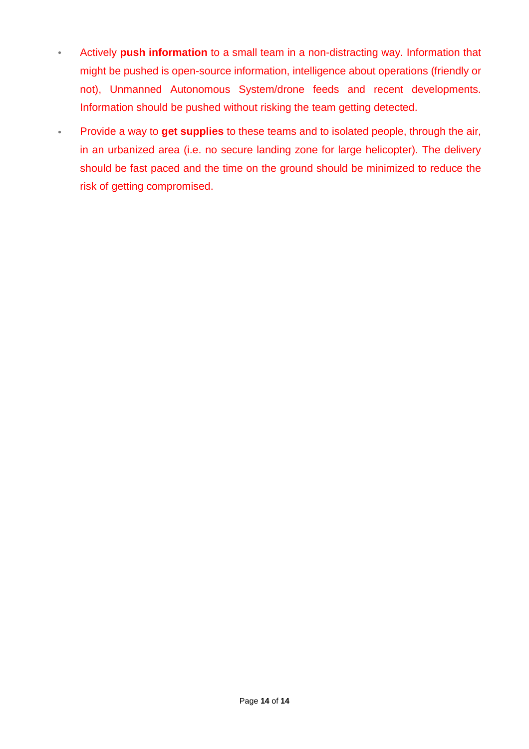- Actively **push information** to a small team in a non-distracting way. Information that might be pushed is open-source information, intelligence about operations (friendly or not), Unmanned Autonomous System/drone feeds and recent developments. Information should be pushed without risking the team getting detected.
- Provide a way to **get supplies** to these teams and to isolated people, through the air, in an urbanized area (i.e. no secure landing zone for large helicopter). The delivery should be fast paced and the time on the ground should be minimized to reduce the risk of getting compromised.